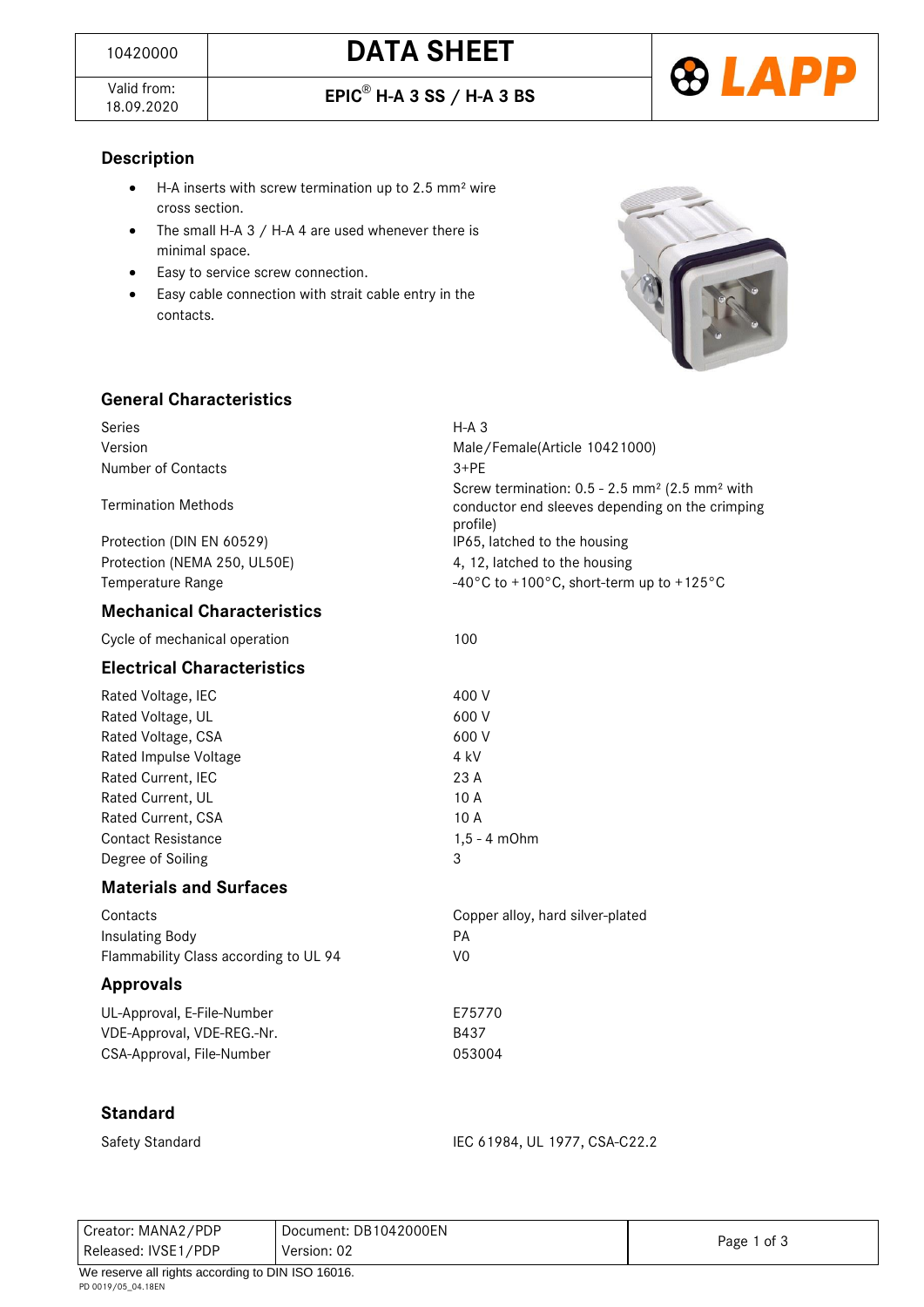| 10420000 | DATA SHEET |
|---|---|
| Valid from: 18.09.2020 | EPIC® H-A 3 SS / H-A 3 BS |

## Description

- H-A inserts with screw termination up to 2.5 mm² wire cross section.
- The small H-A 3 / H-A 4 are used whenever there is minimal space.
- Easy to service screw connection.
- Easy cable connection with strait cable entry in the contacts.

## General Characteristics

| | |
|---|---|
| Series | H-A 3 |
| Version | Male/Female(Article 10421000) |
| Number of Contacts | 3+PE |
| Termination Methods | Screw termination: 0.5 - 2.5 mm² (2.5 mm² with conductor end sleeves depending on the crimping profile) |
| Protection (DIN EN 60529) | IP65, latched to the housing |
| Protection (NEMA 250, UL50E) | 4, 12, latched to the housing |
| Temperature Range | -40°C to +100°C, short-term up to +125°C |

## Mechanical Characteristics

| | |
|---|---|
| Cycle of mechanical operation | 100 |

## Electrical Characteristics

| | |
|---|---|
| Rated Voltage, IEC | 400 V |
| Rated Voltage, UL | 600 V |
| Rated Voltage, CSA | 600 V |
| Rated Impulse Voltage | 4 kV |
| Rated Current, IEC | 23 A |
| Rated Current, UL | 10 A |
| Rated Current, CSA | 10 A |
| Contact Resistance | 1,5 - 4 mOhm |
| Degree of Soiling | 3 |

## Materials and Surfaces

| | |
|---|---|
| Contacts | Copper alloy, hard silver-plated |
| Insulating Body | PA |
| Flammability Class according to UL 94 | V0 |

## Approvals

| | |
|---|---|
| UL-Approval, E-File-Number | E75770 |
| VDE-Approval, VDE-REG.-Nr. | B437 |
| CSA-Approval, File-Number | 053004 |

## Standard

| | |
|---|---|
| Safety Standard | IEC 61984, UL 1977, CSA-C22.2 |

| | |
|---|---|
| Creator: MANA2/PDP | Document: DB1042000EN |
| Released: IVSE1/PDP | Version: 02 |

We reserve all rights according to DIN ISO 16016.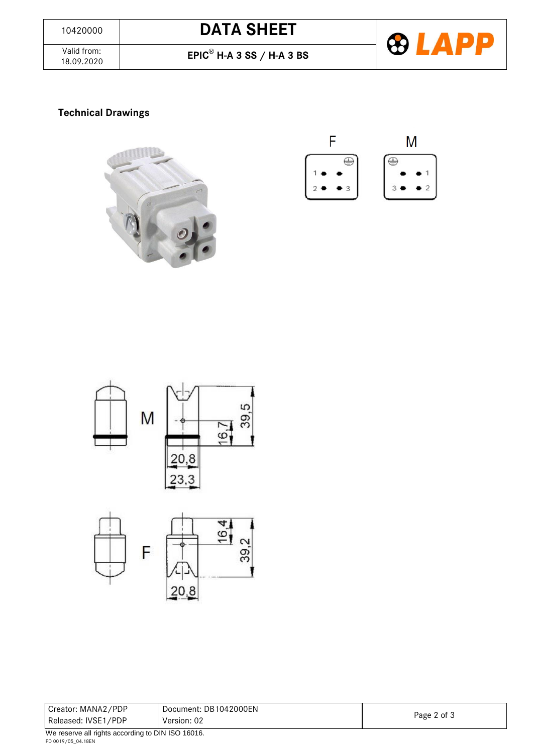## Technical Drawings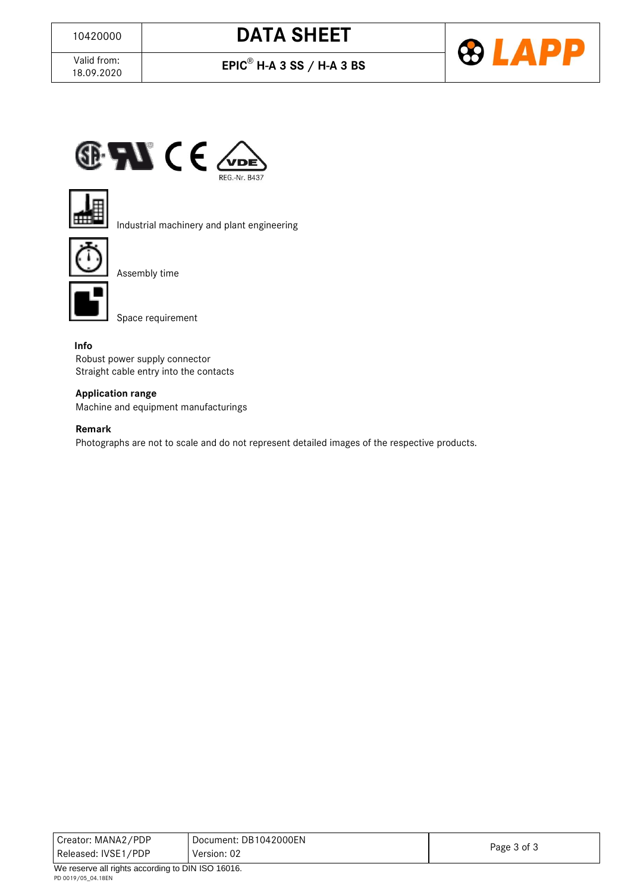REG.-Nr. B437

Industrial machinery and plant engineering

Assembly time

Space requirement

**Info**

Robust power supply connector
Straight cable entry into the contacts

**Application range**

Machine and equipment manufacturings

**Remark**

Photographs are not to scale and do not represent detailed images of the respective products.